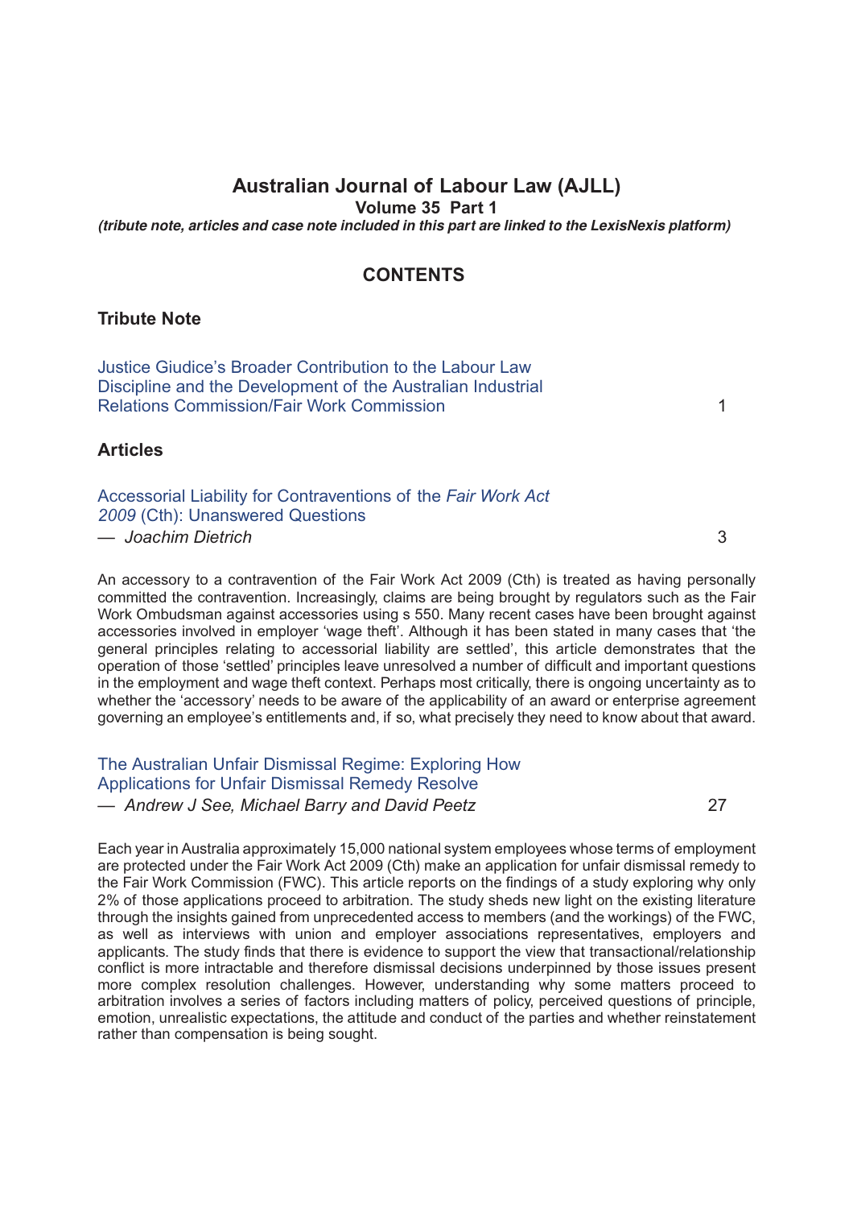# Australian Journal of Labour Law (AJLL)

**Volume 35 Part 1**

***(tribute note, articles and case note included in this part are linked to the LexisNexis platform)***

## CONTENTS

### Tribute Note

Justice Giudice's Broader Contribution to the Labour Law Discipline and the Development of the Australian Industrial Relations Commission/Fair Work Commission — 1

### Articles

Accessorial Liability for Contraventions of the *Fair Work Act 2009* (Cth): Unanswered Questions
— *Joachim Dietrich* — 3

An accessory to a contravention of the Fair Work Act 2009 (Cth) is treated as having personally committed the contravention. Increasingly, claims are being brought by regulators such as the Fair Work Ombudsman against accessories using s 550. Many recent cases have been brought against accessories involved in employer 'wage theft'. Although it has been stated in many cases that 'the general principles relating to accessorial liability are settled', this article demonstrates that the operation of those 'settled' principles leave unresolved a number of difficult and important questions in the employment and wage theft context. Perhaps most critically, there is ongoing uncertainty as to whether the 'accessory' needs to be aware of the applicability of an award or enterprise agreement governing an employee's entitlements and, if so, what precisely they need to know about that award.

The Australian Unfair Dismissal Regime: Exploring How Applications for Unfair Dismissal Remedy Resolve
— *Andrew J See, Michael Barry and David Peetz* — 27

Each year in Australia approximately 15,000 national system employees whose terms of employment are protected under the Fair Work Act 2009 (Cth) make an application for unfair dismissal remedy to the Fair Work Commission (FWC). This article reports on the findings of a study exploring why only 2% of those applications proceed to arbitration. The study sheds new light on the existing literature through the insights gained from unprecedented access to members (and the workings) of the FWC, as well as interviews with union and employer associations representatives, employers and applicants. The study finds that there is evidence to support the view that transactional/relationship conflict is more intractable and therefore dismissal decisions underpinned by those issues present more complex resolution challenges. However, understanding why some matters proceed to arbitration involves a series of factors including matters of policy, perceived questions of principle, emotion, unrealistic expectations, the attitude and conduct of the parties and whether reinstatement rather than compensation is being sought.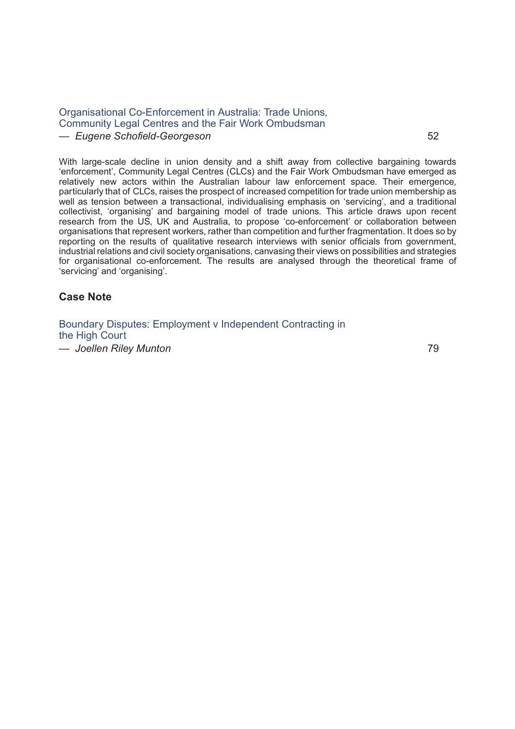Organisational Co-Enforcement in Australia: Trade Unions, Community Legal Centres and the Fair Work Ombudsman
— *Eugene Schofield-Georgeson* 52

With large-scale decline in union density and a shift away from collective bargaining towards 'enforcement', Community Legal Centres (CLCs) and the Fair Work Ombudsman have emerged as relatively new actors within the Australian labour law enforcement space. Their emergence, particularly that of CLCs, raises the prospect of increased competition for trade union membership as well as tension between a transactional, individualising emphasis on 'servicing', and a traditional collectivist, 'organising' and bargaining model of trade unions. This article draws upon recent research from the US, UK and Australia, to propose 'co-enforcement' or collaboration between organisations that represent workers, rather than competition and further fragmentation. It does so by reporting on the results of qualitative research interviews with senior officials from government, industrial relations and civil society organisations, canvasing their views on possibilities and strategies for organisational co-enforcement. The results are analysed through the theoretical frame of 'servicing' and 'organising'.

## Case Note

Boundary Disputes: Employment v Independent Contracting in the High Court
— *Joellen Riley Munton* 79